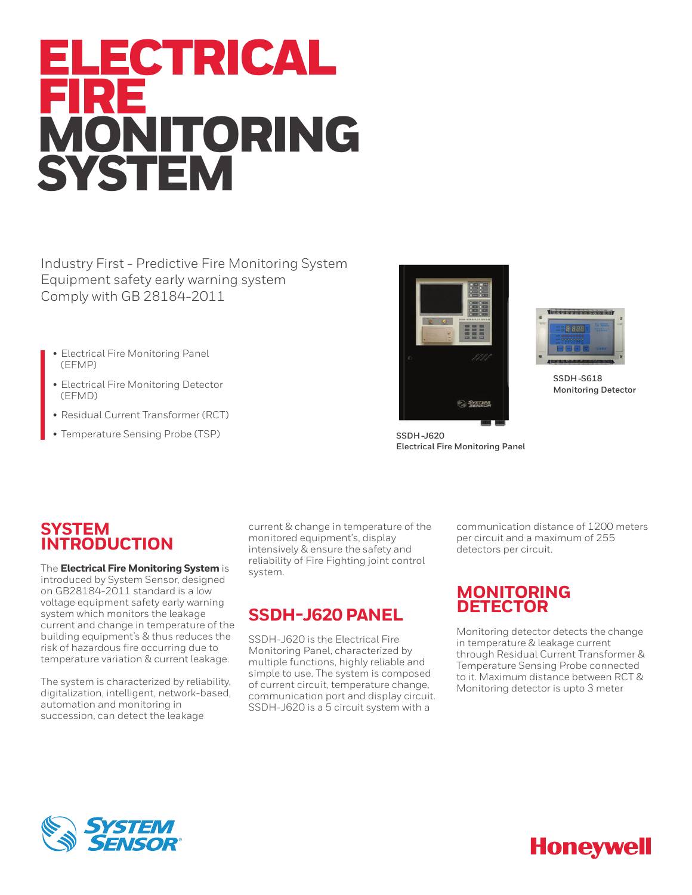# ELECTRICAL FIRE MONITORING SYSTEM

Industry First - Predictive Fire Monitoring System
Equipment safety early warning system
Comply with GB 28184-2011

- Electrical Fire Monitoring Panel (EFMP)
- Electrical Fire Monitoring Detector (EFMD)
- Residual Current Transformer (RCT)
- Temperature Sensing Probe (TSP)

SSDH-J620
Electrical Fire Monitoring Panel

SSDH-S618
Monitoring Detector

## SYSTEM INTRODUCTION

The **Electrical Fire Monitoring System** is introduced by System Sensor, designed on GB28184-2011 standard is a low voltage equipment safety early warning system which monitors the leakage current and change in temperature of the building equipment's & thus reduces the risk of hazardous fire occurring due to temperature variation & current leakage.

The system is characterized by reliability, digitalization, intelligent, network-based, automation and monitoring in succession, can detect the leakage current & change in temperature of the monitored equipment's, display intensively & ensure the safety and reliability of Fire Fighting joint control system.

## SSDH-J620 PANEL

SSDH-J620 is the Electrical Fire Monitoring Panel, characterized by multiple functions, highly reliable and simple to use. The system is composed of current circuit, temperature change, communication port and display circuit. SSDH-J620 is a 5 circuit system with a communication distance of 1200 meters per circuit and a maximum of 255 detectors per circuit.

## MONITORING DETECTOR

Monitoring detector detects the change in temperature & leakage current through Residual Current Transformer & Temperature Sensing Probe connected to it. Maximum distance between RCT & Monitoring detector is upto 3 meter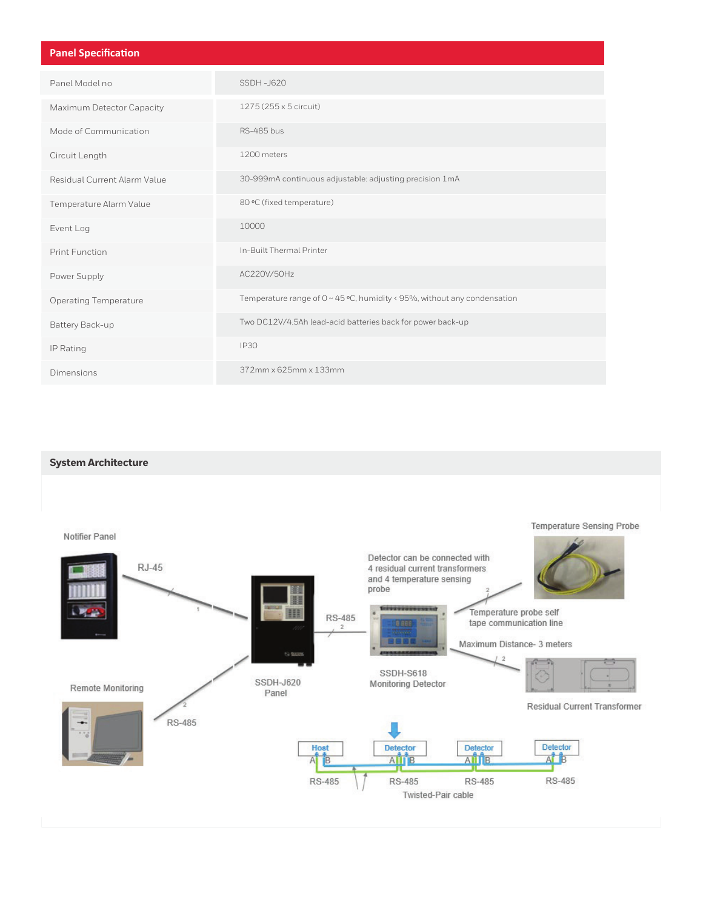## Panel Specification

| Panel Model no | SSDH -J620 |
|---|---|
| Maximum Detector Capacity | 1275 (255 x 5 circuit) |
| Mode of Communication | RS-485 bus |
| Circuit Length | 1200 meters |
| Residual Current Alarm Value | 30-999mA continuous adjustable: adjusting precision 1mA |
| Temperature Alarm Value | 80 ºC (fixed temperature) |
| Event Log | 10000 |
| Print Function | In-Built Thermal Printer |
| Power Supply | AC220V/50Hz |
| Operating Temperature | Temperature range of 0 ~ 45 ºC, humidity < 95%, without any condensation |
| Battery Back-up | Two DC12V/4.5Ah lead-acid batteries back for power back-up |
| IP Rating | IP30 |
| Dimensions | 372mm x 625mm x 133mm |

## System Architecture

Notifier Panel

RJ-45

SSDH-J620 Panel

RS-485

Remote Monitoring

RS-485

Detector can be connected with 4 residual current transformers and 4 temperature sensing probe

SSDH-S618 Monitoring Detector

Temperature Sensing Probe

Temperature probe self tape communication line

Maximum Distance- 3 meters

Residual Current Transformer

Host | Detector | Detector | Detector

RS-485 | RS-485 | RS-485 | RS-485

Twisted-Pair cable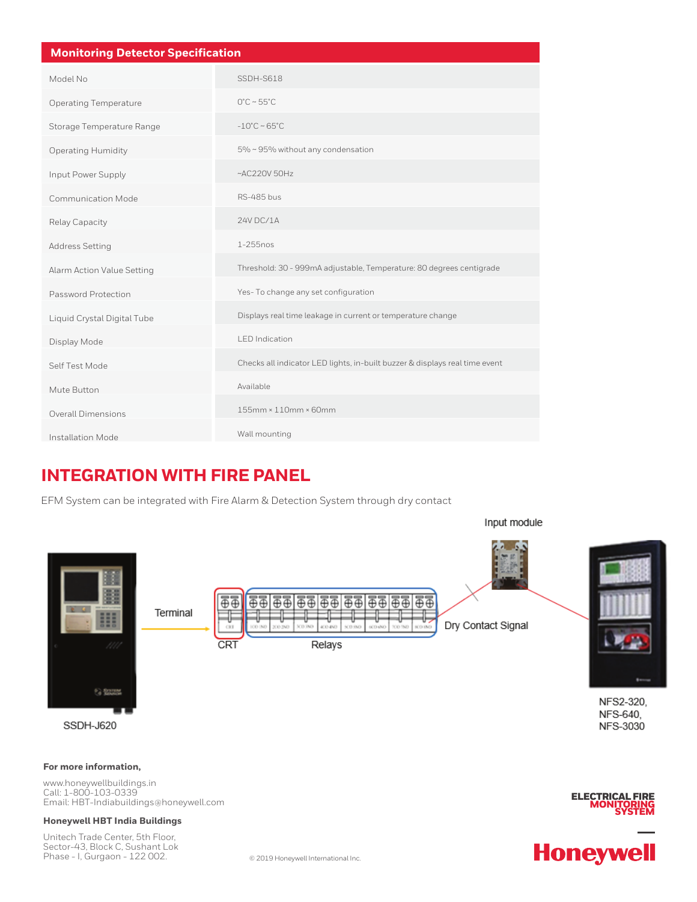## Monitoring Detector Specification

| | |
|---|---|
| Model No | SSDH-S618 |
| Operating Temperature | 0°C ~ 55°C |
| Storage Temperature Range | -10°C ~ 65°C |
| Operating Humidity | 5% ~ 95% without any condensation |
| Input Power Supply | ~AC220V 50Hz |
| Communication Mode | RS-485 bus |
| Relay Capacity | 24V DC/1A |
| Address Setting | 1-255nos |
| Alarm Action Value Setting | Threshold: 30 - 999mA adjustable, Temperature: 80 degrees centigrade |
| Password Protection | Yes- To change any set configuration |
| Liquid Crystal Digital Tube | Displays real time leakage in current or temperature change |
| Display Mode | LED Indication |
| Self Test Mode | Checks all indicator LED lights, in-built buzzer & displays real time event |
| Mute Button | Available |
| Overall Dimensions | 155mm × 110mm × 60mm |
| Installation Mode | Wall mounting |

# INTEGRATION WITH FIRE PANEL

EFM System can be integrated with Fire Alarm & Detection System through dry contact

Input module

Terminal

CRT

Relays

Dry Contact Signal

SSDH-J620

NFS2-320,
NFS-640,
NFS-3030

**For more information,**

www.honeywellbuildings.in
Call: 1-800-103-0339
Email: HBT-Indiabuildings@honeywell.com

**Honeywell HBT India Buildings**

Unitech Trade Center, 5th Floor,
Sector-43, Block C, Sushant Lok
Phase - I, Gurgaon - 122 002.

© 2019 Honeywell International Inc.

ELECTRICAL FIRE MONITORING SYSTEM

Honeywell